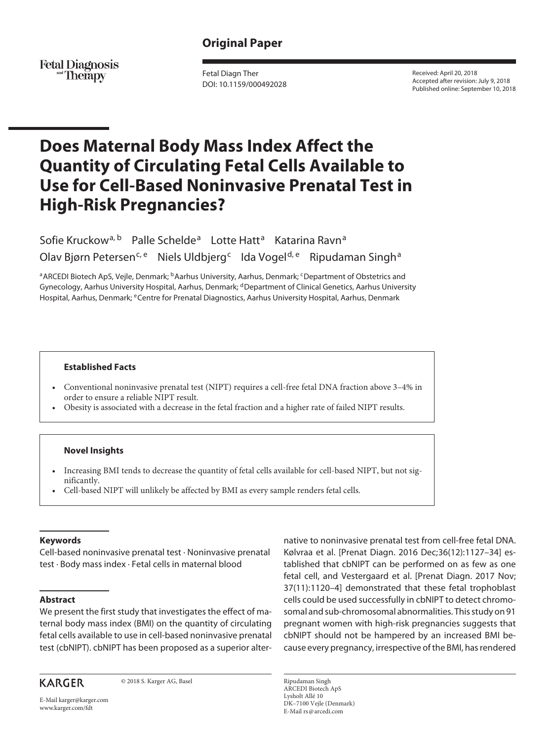**Original Paper**

Fetal Diagn Ther
DOI: 10.1159/000492028

Received: April 20, 2018
Accepted after revision: July 9, 2018
Published online: September 10, 2018

# Does Maternal Body Mass Index Affect the Quantity of Circulating Fetal Cells Available to Use for Cell-Based Noninvasive Prenatal Test in High-Risk Pregnancies?

Sofie Kruckow[a, b] Palle Schelde[a] Lotte Hatt[a] Katarina Ravn[a] Olav Bjørn Petersen[c, e] Niels Uldbjerg[c] Ida Vogel[d, e] Ripudaman Singh[a]

[a]ARCEDI Biotech ApS, Vejle, Denmark; [b]Aarhus University, Aarhus, Denmark; [c]Department of Obstetrics and Gynecology, Aarhus University Hospital, Aarhus, Denmark; [d]Department of Clinical Genetics, Aarhus University Hospital, Aarhus, Denmark; [e]Centre for Prenatal Diagnostics, Aarhus University Hospital, Aarhus, Denmark

### Established Facts

- Conventional noninvasive prenatal test (NIPT) requires a cell-free fetal DNA fraction above 3–4% in order to ensure a reliable NIPT result.
- Obesity is associated with a decrease in the fetal fraction and a higher rate of failed NIPT results.

### Novel Insights

- Increasing BMI tends to decrease the quantity of fetal cells available for cell-based NIPT, but not significantly.
- Cell-based NIPT will unlikely be affected by BMI as every sample renders fetal cells.

### Keywords

Cell-based noninvasive prenatal test · Noninvasive prenatal test · Body mass index · Fetal cells in maternal blood

### Abstract

We present the first study that investigates the effect of maternal body mass index (BMI) on the quantity of circulating fetal cells available to use in cell-based noninvasive prenatal test (cbNIPT). cbNIPT has been proposed as a superior alternative to noninvasive prenatal test from cell-free fetal DNA. Kølvraa et al. [Prenat Diagn. 2016 Dec;36(12):1127–34] established that cbNIPT can be performed on as few as one fetal cell, and Vestergaard et al. [Prenat Diagn. 2017 Nov; 37(11):1120–4] demonstrated that these fetal trophoblast cells could be used successfully in cbNIPT to detect chromosomal and sub-chromosomal abnormalities. This study on 91 pregnant women with high-risk pregnancies suggests that cbNIPT should not be hampered by an increased BMI because every pregnancy, irrespective of the BMI, has rendered

KARGER

© 2018 S. Karger AG, Basel

E-Mail karger@karger.com
www.karger.com/fdt

Ripudaman Singh
ARCEDI Biotech ApS
Lysholt Allé 10
DK–7100 Vejle (Denmark)
E-Mail rs@arcedi.com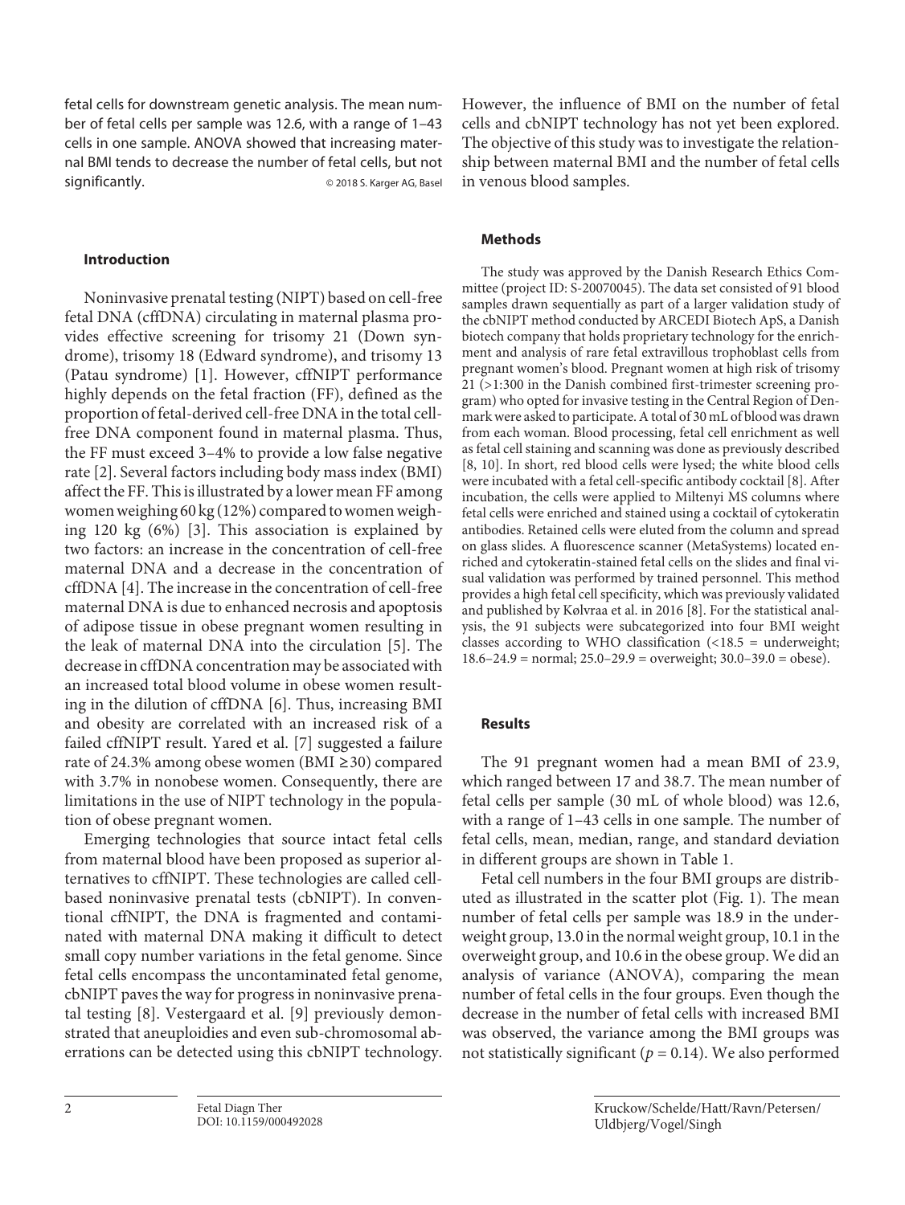fetal cells for downstream genetic analysis. The mean number of fetal cells per sample was 12.6, with a range of 1–43 cells in one sample. ANOVA showed that increasing maternal BMI tends to decrease the number of fetal cells, but not significantly. © 2018 S. Karger AG, Basel

## Introduction

Noninvasive prenatal testing (NIPT) based on cell-free fetal DNA (cffDNA) circulating in maternal plasma provides effective screening for trisomy 21 (Down syndrome), trisomy 18 (Edward syndrome), and trisomy 13 (Patau syndrome) [1]. However, cffNIPT performance highly depends on the fetal fraction (FF), defined as the proportion of fetal-derived cell-free DNA in the total cell-free DNA component found in maternal plasma. Thus, the FF must exceed 3–4% to provide a low false negative rate [2]. Several factors including body mass index (BMI) affect the FF. This is illustrated by a lower mean FF among women weighing 60 kg (12%) compared to women weighing 120 kg (6%) [3]. This association is explained by two factors: an increase in the concentration of cell-free maternal DNA and a decrease in the concentration of cffDNA [4]. The increase in the concentration of cell-free maternal DNA is due to enhanced necrosis and apoptosis of adipose tissue in obese pregnant women resulting in the leak of maternal DNA into the circulation [5]. The decrease in cffDNA concentration may be associated with an increased total blood volume in obese women resulting in the dilution of cffDNA [6]. Thus, increasing BMI and obesity are correlated with an increased risk of a failed cffNIPT result. Yared et al. [7] suggested a failure rate of 24.3% among obese women (BMI ≥30) compared with 3.7% in nonobese women. Consequently, there are limitations in the use of NIPT technology in the population of obese pregnant women.

Emerging technologies that source intact fetal cells from maternal blood have been proposed as superior alternatives to cffNIPT. These technologies are called cell-based noninvasive prenatal tests (cbNIPT). In conventional cffNIPT, the DNA is fragmented and contaminated with maternal DNA making it difficult to detect small copy number variations in the fetal genome. Since fetal cells encompass the uncontaminated fetal genome, cbNIPT paves the way for progress in noninvasive prenatal testing [8]. Vestergaard et al. [9] previously demonstrated that aneuploidies and even sub-chromosomal aberrations can be detected using this cbNIPT technology. However, the influence of BMI on the number of fetal cells and cbNIPT technology has not yet been explored. The objective of this study was to investigate the relationship between maternal BMI and the number of fetal cells in venous blood samples.

## Methods

The study was approved by the Danish Research Ethics Committee (project ID: S-20070045). The data set consisted of 91 blood samples drawn sequentially as part of a larger validation study of the cbNIPT method conducted by ARCEDI Biotech ApS, a Danish biotech company that holds proprietary technology for the enrichment and analysis of rare fetal extravillous trophoblast cells from pregnant women's blood. Pregnant women at high risk of trisomy 21 (>1:300 in the Danish combined first-trimester screening program) who opted for invasive testing in the Central Region of Denmark were asked to participate. A total of 30 mL of blood was drawn from each woman. Blood processing, fetal cell enrichment as well as fetal cell staining and scanning was done as previously described [8, 10]. In short, red blood cells were lysed; the white blood cells were incubated with a fetal cell-specific antibody cocktail [8]. After incubation, the cells were applied to Miltenyi MS columns where fetal cells were enriched and stained using a cocktail of cytokeratin antibodies. Retained cells were eluted from the column and spread on glass slides. A fluorescence scanner (MetaSystems) located enriched and cytokeratin-stained fetal cells on the slides and final visual validation was performed by trained personnel. This method provides a high fetal cell specificity, which was previously validated and published by Kølvraa et al. in 2016 [8]. For the statistical analysis, the 91 subjects were subcategorized into four BMI weight classes according to WHO classification (<18.5 = underweight; 18.6–24.9 = normal; 25.0–29.9 = overweight; 30.0–39.0 = obese).

## Results

The 91 pregnant women had a mean BMI of 23.9, which ranged between 17 and 38.7. The mean number of fetal cells per sample (30 mL of whole blood) was 12.6, with a range of 1–43 cells in one sample. The number of fetal cells, mean, median, range, and standard deviation in different groups are shown in Table 1.

Fetal cell numbers in the four BMI groups are distributed as illustrated in the scatter plot (Fig. 1). The mean number of fetal cells per sample was 18.9 in the underweight group, 13.0 in the normal weight group, 10.1 in the overweight group, and 10.6 in the obese group. We did an analysis of variance (ANOVA), comparing the mean number of fetal cells in the four groups. Even though the decrease in the number of fetal cells with increased BMI was observed, the variance among the BMI groups was not statistically significant ($p = 0.14$). We also performed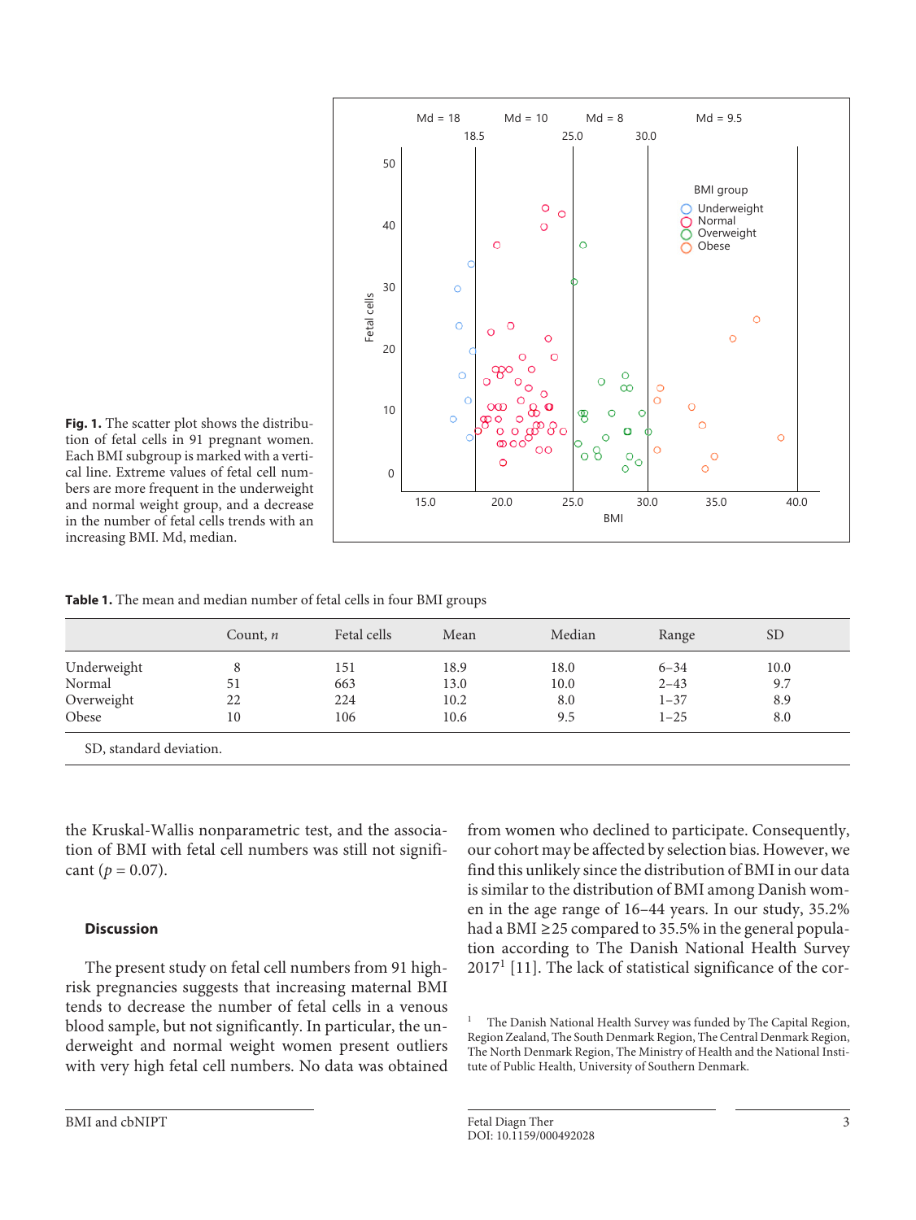**Fig. 1.** The scatter plot shows the distribution of fetal cells in 91 pregnant women. Each BMI subgroup is marked with a vertical line. Extreme values of fetal cell numbers are more frequent in the underweight and normal weight group, and a decrease in the number of fetal cells trends with an increasing BMI. Md, median.

**Table 1.** The mean and median number of fetal cells in four BMI groups

| | Count, *n* | Fetal cells | Mean | Median | Range | SD |
|---|---|---|---|---|---|---|
| Underweight | 8 | 151 | 18.9 | 18.0 | 6–34 | 10.0 |
| Normal | 51 | 663 | 13.0 | 10.0 | 2–43 | 9.7 |
| Overweight | 22 | 224 | 10.2 | 8.0 | 1–37 | 8.9 |
| Obese | 10 | 106 | 10.6 | 9.5 | 1–25 | 8.0 |

SD, standard deviation.

the Kruskal-Wallis nonparametric test, and the association of BMI with fetal cell numbers was still not significant ($p = 0.07$).

### Discussion

The present study on fetal cell numbers from 91 high-risk pregnancies suggests that increasing maternal BMI tends to decrease the number of fetal cells in a venous blood sample, but not significantly. In particular, the underweight and normal weight women present outliers with very high fetal cell numbers. No data was obtained from women who declined to participate. Consequently, our cohort may be affected by selection bias. However, we find this unlikely since the distribution of BMI in our data is similar to the distribution of BMI among Danish women in the age range of 16–44 years. In our study, 35.2% had a BMI ≥25 compared to 35.5% in the general population according to The Danish National Health Survey 2017[1] [11]. The lack of statistical significance of the cor-

[1] The Danish National Health Survey was funded by The Capital Region, Region Zealand, The South Denmark Region, The Central Denmark Region, The North Denmark Region, The Ministry of Health and the National Institute of Public Health, University of Southern Denmark.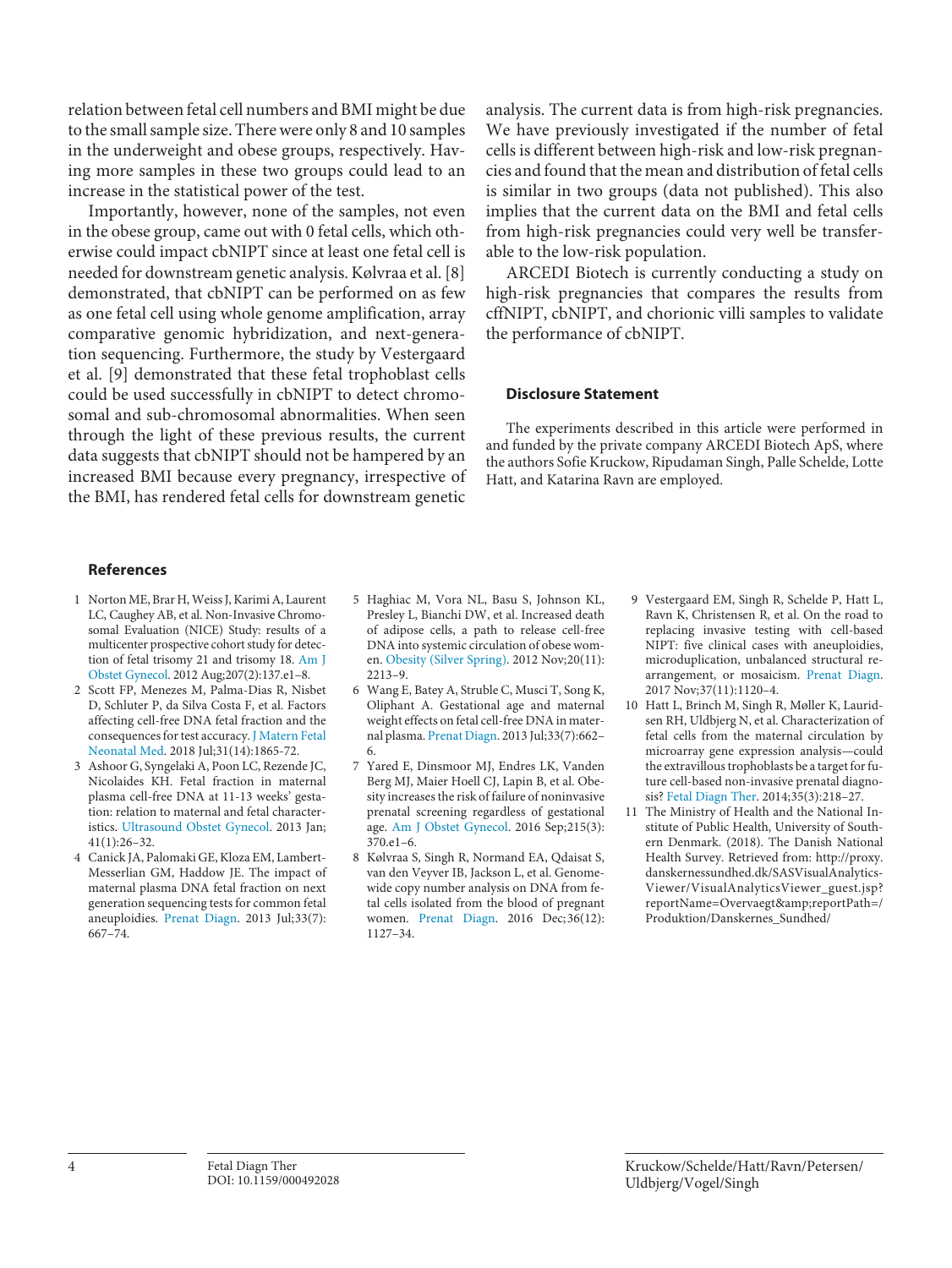relation between fetal cell numbers and BMI might be due to the small sample size. There were only 8 and 10 samples in the underweight and obese groups, respectively. Having more samples in these two groups could lead to an increase in the statistical power of the test.

Importantly, however, none of the samples, not even in the obese group, came out with 0 fetal cells, which otherwise could impact cbNIPT since at least one fetal cell is needed for downstream genetic analysis. Kølvraa et al. [8] demonstrated, that cbNIPT can be performed on as few as one fetal cell using whole genome amplification, array comparative genomic hybridization, and next-generation sequencing. Furthermore, the study by Vestergaard et al. [9] demonstrated that these fetal trophoblast cells could be used successfully in cbNIPT to detect chromosomal and sub-chromosomal abnormalities. When seen through the light of these previous results, the current data suggests that cbNIPT should not be hampered by an increased BMI because every pregnancy, irrespective of the BMI, has rendered fetal cells for downstream genetic analysis. The current data is from high-risk pregnancies. We have previously investigated if the number of fetal cells is different between high-risk and low-risk pregnancies and found that the mean and distribution of fetal cells is similar in two groups (data not published). This also implies that the current data on the BMI and fetal cells from high-risk pregnancies could very well be transferable to the low-risk population.

ARCEDI Biotech is currently conducting a study on high-risk pregnancies that compares the results from cffNIPT, cbNIPT, and chorionic villi samples to validate the performance of cbNIPT.

## Disclosure Statement

The experiments described in this article were performed in and funded by the private company ARCEDI Biotech ApS, where the authors Sofie Kruckow, Ripudaman Singh, Palle Schelde, Lotte Hatt, and Katarina Ravn are employed.

## References

1. Norton ME, Brar H, Weiss J, Karimi A, Laurent LC, Caughey AB, et al. Non-Invasive Chromosomal Evaluation (NICE) Study: results of a multicenter prospective cohort study for detection of fetal trisomy 21 and trisomy 18. Am J Obstet Gynecol. 2012 Aug;207(2):137.e1–8.
2. Scott FP, Menezes M, Palma-Dias R, Nisbet D, Schluter P, da Silva Costa F, et al. Factors affecting cell-free DNA fetal fraction and the consequences for test accuracy. J Matern Fetal Neonatal Med. 2018 Jul;31(14):1865-72.
3. Ashoor G, Syngelaki A, Poon LC, Rezende JC, Nicolaides KH. Fetal fraction in maternal plasma cell-free DNA at 11-13 weeks' gestation: relation to maternal and fetal characteristics. Ultrasound Obstet Gynecol. 2013 Jan; 41(1):26–32.
4. Canick JA, Palomaki GE, Kloza EM, Lambert-Messerlian GM, Haddow JE. The impact of maternal plasma DNA fetal fraction on next generation sequencing tests for common fetal aneuploidies. Prenat Diagn. 2013 Jul;33(7): 667–74.
5. Haghiac M, Vora NL, Basu S, Johnson KL, Presley L, Bianchi DW, et al. Increased death of adipose cells, a path to release cell-free DNA into systemic circulation of obese women. Obesity (Silver Spring). 2012 Nov;20(11): 2213–9.
6. Wang E, Batey A, Struble C, Musci T, Song K, Oliphant A. Gestational age and maternal weight effects on fetal cell-free DNA in maternal plasma. Prenat Diagn. 2013 Jul;33(7):662–6.
7. Yared E, Dinsmoor MJ, Endres LK, Vanden Berg MJ, Maier Hoell CJ, Lapin B, et al. Obesity increases the risk of failure of noninvasive prenatal screening regardless of gestational age. Am J Obstet Gynecol. 2016 Sep;215(3): 370.e1–6.
8. Kølvraa S, Singh R, Normand EA, Qdaisat S, van den Veyver IB, Jackson L, et al. Genome-wide copy number analysis on DNA from fetal cells isolated from the blood of pregnant women. Prenat Diagn. 2016 Dec;36(12): 1127–34.
9. Vestergaard EM, Singh R, Schelde P, Hatt L, Ravn K, Christensen R, et al. On the road to replacing invasive testing with cell-based NIPT: five clinical cases with aneuploidies, microduplication, unbalanced structural rearrangement, or mosaicism. Prenat Diagn. 2017 Nov;37(11):1120–4.
10. Hatt L, Brinch M, Singh R, Møller K, Lauridsen RH, Uldbjerg N, et al. Characterization of fetal cells from the maternal circulation by microarray gene expression analysis—could the extravillous trophoblasts be a target for future cell-based non-invasive prenatal diagnosis? Fetal Diagn Ther. 2014;35(3):218–27.
11. The Ministry of Health and the National Institute of Public Health, University of Southern Denmark. (2018). The Danish National Health Survey. Retrieved from: http://proxy.danskernessundhed.dk/SASVisualAnalyticsViewer/VisualAnalyticsViewer_guest.jsp?reportName=Overvaegt&amp;reportPath=/Produktion/Danskernes_Sundhed/